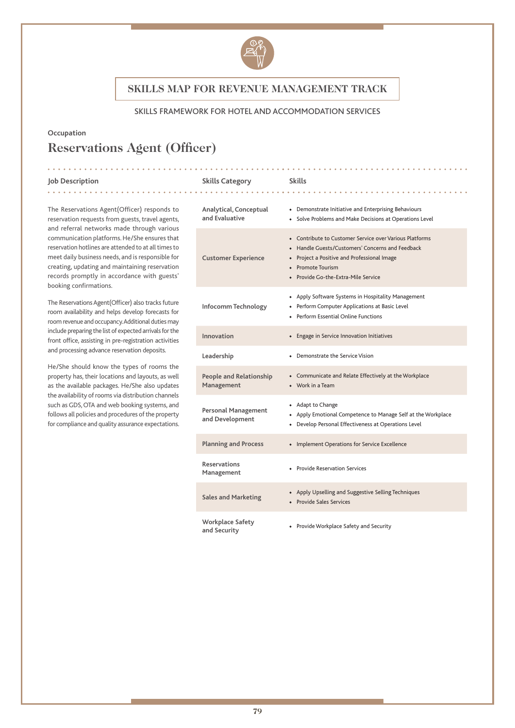# SKILLS MAP FOR REVENUE MANAGEMENT TRACK

SKILLS FRAMEWORK FOR HOTEL AND ACCOMMODATION SERVICES

Occupation

## Reservations Agent (Officer)

### Job Description

The Reservations Agent(Officer) responds to reservation requests from guests, travel agents, and referral networks made through various communication platforms. He/She ensures that reservation hotlines are attended to at all times to meet daily business needs, and is responsible for creating, updating and maintaining reservation records promptly in accordance with guests' booking confirmations.

The Reservations Agent(Officer) also tracks future room availability and helps develop forecasts for room revenue and occupancy. Additional duties may include preparing the list of expected arrivals for the front office, assisting in pre-registration activities and processing advance reservation deposits.

He/She should know the types of rooms the property has, their locations and layouts, as well as the available packages. He/She also updates the availability of rooms via distribution channels such as GDS, OTA and web booking systems, and follows all policies and procedures of the property for compliance and quality assurance expectations.

| Skills Category | Skills |
|---|---|
| Analytical, Conceptual and Evaluative | • Demonstrate Initiative and Enterprising Behaviours<br>• Solve Problems and Make Decisions at Operations Level |
| Customer Experience | • Contribute to Customer Service over Various Platforms<br>• Handle Guests/Customers' Concerns and Feedback<br>• Project a Positive and Professional Image<br>• Promote Tourism<br>• Provide Go-the-Extra-Mile Service |
| Infocomm Technology | • Apply Software Systems in Hospitality Management<br>• Perform Computer Applications at Basic Level<br>• Perform Essential Online Functions |
| Innovation | • Engage in Service Innovation Initiatives |
| Leadership | • Demonstrate the Service Vision |
| People and Relationship Management | • Communicate and Relate Effectively at the Workplace<br>• Work in a Team |
| Personal Management and Development | • Adapt to Change<br>• Apply Emotional Competence to Manage Self at the Workplace<br>• Develop Personal Effectiveness at Operations Level |
| Planning and Process | • Implement Operations for Service Excellence |
| Reservations Management | • Provide Reservation Services |
| Sales and Marketing | • Apply Upselling and Suggestive Selling Techniques<br>• Provide Sales Services |
| Workplace Safety and Security | • Provide Workplace Safety and Security |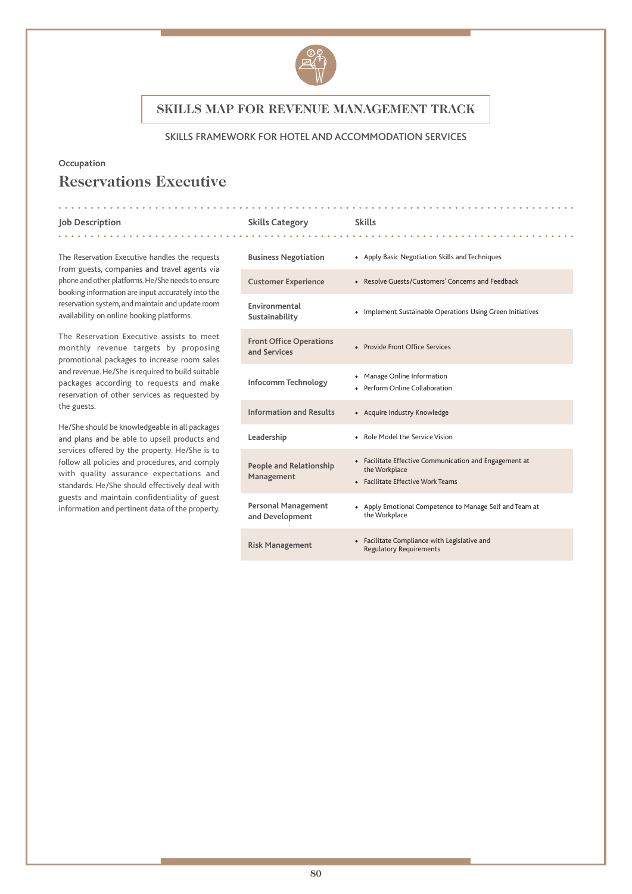## SKILLS MAP FOR REVENUE MANAGEMENT TRACK

SKILLS FRAMEWORK FOR HOTEL AND ACCOMMODATION SERVICES

**Occupation**

# Reservations Executive

**Job Description**

The Reservation Executive handles the requests from guests, companies and travel agents via phone and other platforms. He/She needs to ensure booking information are input accurately into the reservation system, and maintain and update room availability on online booking platforms.

The Reservation Executive assists to meet monthly revenue targets by proposing promotional packages to increase room sales and revenue. He/She is required to build suitable packages according to requests and make reservation of other services as requested by the guests.

He/She should be knowledgeable in all packages and plans and be able to upsell products and services offered by the property. He/She is to follow all policies and procedures, and comply with quality assurance expectations and standards. He/She should effectively deal with guests and maintain confidentiality of guest information and pertinent data of the property.

| Skills Category | Skills |
|---|---|
| Business Negotiation | • Apply Basic Negotiation Skills and Techniques |
| Customer Experience | • Resolve Guests/Customers' Concerns and Feedback |
| Environmental Sustainability | • Implement Sustainable Operations Using Green Initiatives |
| Front Office Operations and Services | • Provide Front Office Services |
| Infocomm Technology | • Manage Online Information<br>• Perform Online Collaboration |
| Information and Results | • Acquire Industry Knowledge |
| Leadership | • Role Model the Service Vision |
| People and Relationship Management | • Facilitate Effective Communication and Engagement at the Workplace<br>• Facilitate Effective Work Teams |
| Personal Management and Development | • Apply Emotional Competence to Manage Self and Team at the Workplace |
| Risk Management | • Facilitate Compliance with Legislative and Regulatory Requirements |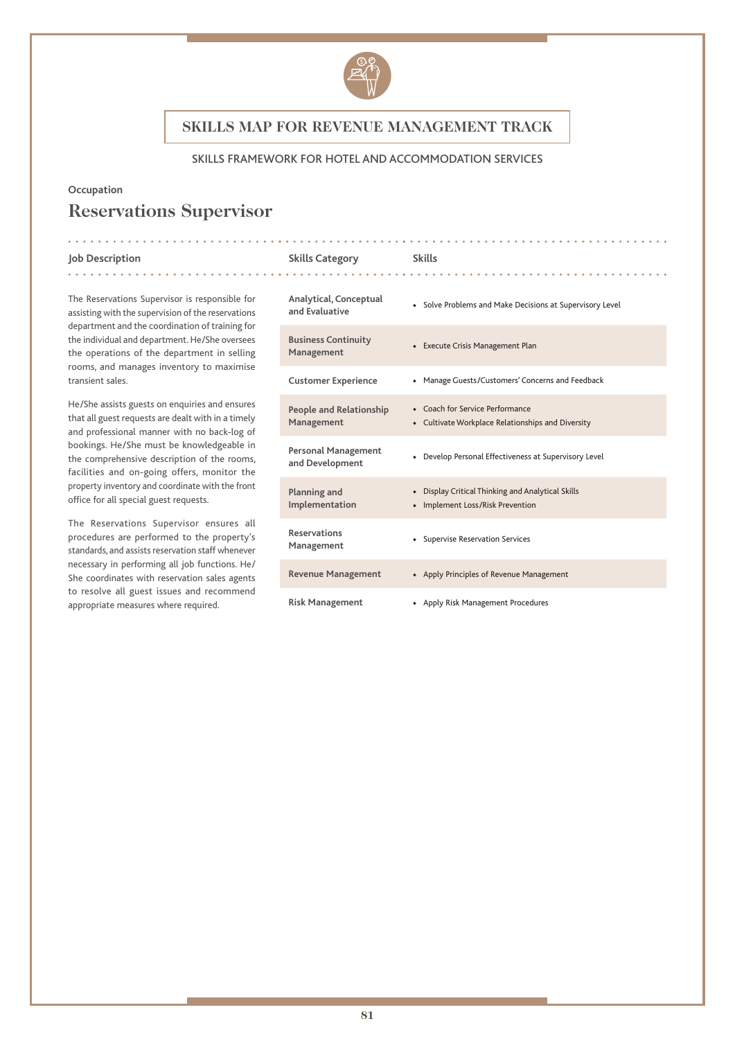# SKILLS MAP FOR REVENUE MANAGEMENT TRACK

SKILLS FRAMEWORK FOR HOTEL AND ACCOMMODATION SERVICES

**Occupation**

## Reservations Supervisor

**Job Description**

The Reservations Supervisor is responsible for assisting with the supervision of the reservations department and the coordination of training for the individual and department. He/She oversees the operations of the department in selling rooms, and manages inventory to maximise transient sales.

He/She assists guests on enquiries and ensures that all guest requests are dealt with in a timely and professional manner with no back-log of bookings. He/She must be knowledgeable in the comprehensive description of the rooms, facilities and on-going offers, monitor the property inventory and coordinate with the front office for all special guest requests.

The Reservations Supervisor ensures all procedures are performed to the property's standards, and assists reservation staff whenever necessary in performing all job functions. He/She coordinates with reservation sales agents to resolve all guest issues and recommend appropriate measures where required.

| Skills Category | Skills |
|---|---|
| Analytical, Conceptual and Evaluative | • Solve Problems and Make Decisions at Supervisory Level |
| Business Continuity Management | • Execute Crisis Management Plan |
| Customer Experience | • Manage Guests/Customers' Concerns and Feedback |
| People and Relationship Management | • Coach for Service Performance<br>• Cultivate Workplace Relationships and Diversity |
| Personal Management and Development | • Develop Personal Effectiveness at Supervisory Level |
| Planning and Implementation | • Display Critical Thinking and Analytical Skills<br>• Implement Loss/Risk Prevention |
| Reservations Management | • Supervise Reservation Services |
| Revenue Management | • Apply Principles of Revenue Management |
| Risk Management | • Apply Risk Management Procedures |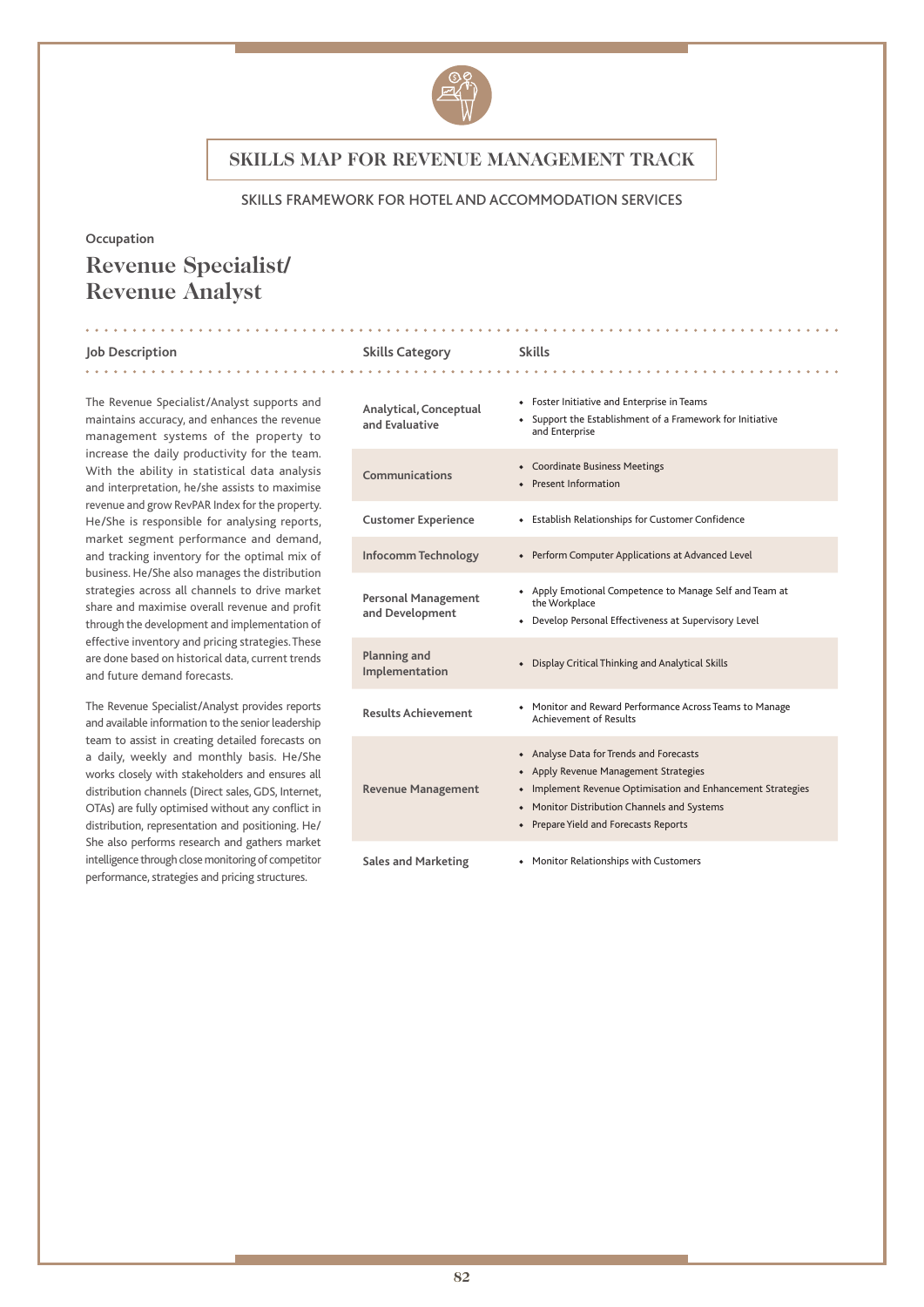# SKILLS MAP FOR REVENUE MANAGEMENT TRACK

SKILLS FRAMEWORK FOR HOTEL AND ACCOMMODATION SERVICES

**Occupation**

## Revenue Specialist/ Revenue Analyst

### Job Description

The Revenue Specialist/Analyst supports and maintains accuracy, and enhances the revenue management systems of the property to increase the daily productivity for the team. With the ability in statistical data analysis and interpretation, he/she assists to maximise revenue and grow RevPAR Index for the property. He/She is responsible for analysing reports, market segment performance and demand, and tracking inventory for the optimal mix of business. He/She also manages the distribution strategies across all channels to drive market share and maximise overall revenue and profit through the development and implementation of effective inventory and pricing strategies. These are done based on historical data, current trends and future demand forecasts.

The Revenue Specialist/Analyst provides reports and available information to the senior leadership team to assist in creating detailed forecasts on a daily, weekly and monthly basis. He/She works closely with stakeholders and ensures all distribution channels (Direct sales, GDS, Internet, OTAs) are fully optimised without any conflict in distribution, representation and positioning. He/She also performs research and gathers market intelligence through close monitoring of competitor performance, strategies and pricing structures.

| Skills Category | Skills |
|---|---|
| Analytical, Conceptual and Evaluative | • Foster Initiative and Enterprise in Teams<br>• Support the Establishment of a Framework for Initiative and Enterprise |
| Communications | • Coordinate Business Meetings<br>• Present Information |
| Customer Experience | • Establish Relationships for Customer Confidence |
| Infocomm Technology | • Perform Computer Applications at Advanced Level |
| Personal Management and Development | • Apply Emotional Competence to Manage Self and Team at the Workplace<br>• Develop Personal Effectiveness at Supervisory Level |
| Planning and Implementation | • Display Critical Thinking and Analytical Skills |
| Results Achievement | • Monitor and Reward Performance Across Teams to Manage Achievement of Results |
| Revenue Management | • Analyse Data for Trends and Forecasts<br>• Apply Revenue Management Strategies<br>• Implement Revenue Optimisation and Enhancement Strategies<br>• Monitor Distribution Channels and Systems<br>• Prepare Yield and Forecasts Reports |
| Sales and Marketing | • Monitor Relationships with Customers |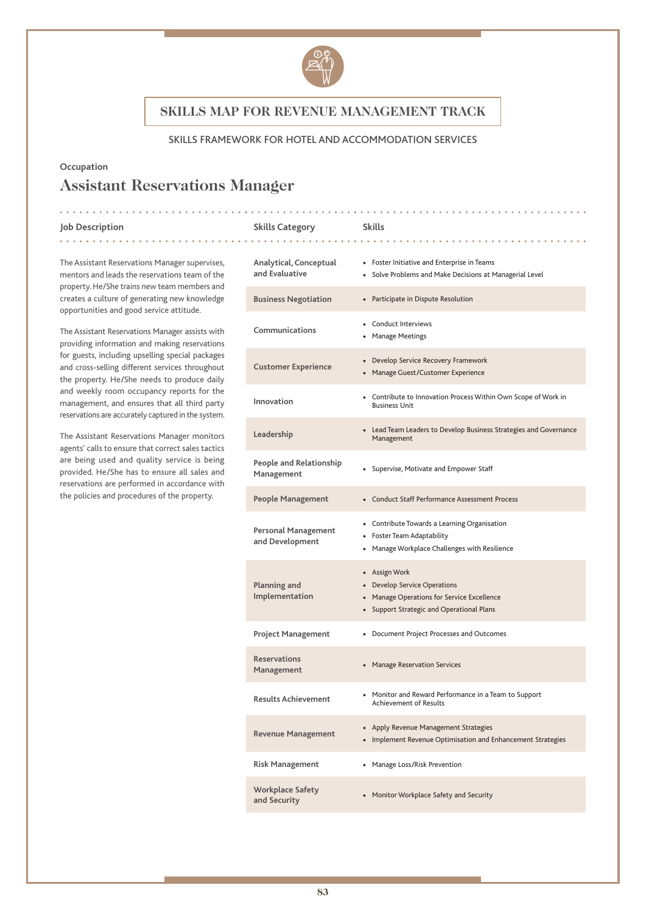# SKILLS MAP FOR REVENUE MANAGEMENT TRACK

SKILLS FRAMEWORK FOR HOTEL AND ACCOMMODATION SERVICES

Occupation

## Assistant Reservations Manager

### Job Description

The Assistant Reservations Manager supervises, mentors and leads the reservations team of the property. He/She trains new team members and creates a culture of generating new knowledge opportunities and good service attitude.

The Assistant Reservations Manager assists with providing information and making reservations for guests, including upselling special packages and cross-selling different services throughout the property. He/She needs to produce daily and weekly room occupancy reports for the management, and ensures that all third party reservations are accurately captured in the system.

The Assistant Reservations Manager monitors agents' calls to ensure that correct sales tactics are being used and quality service is being provided. He/She has to ensure all sales and reservations are performed in accordance with the policies and procedures of the property.

| Skills Category | Skills |
|---|---|
| Analytical, Conceptual and Evaluative | • Foster Initiative and Enterprise in Teams<br>• Solve Problems and Make Decisions at Managerial Level |
| Business Negotiation | • Participate in Dispute Resolution |
| Communications | • Conduct Interviews<br>• Manage Meetings |
| Customer Experience | • Develop Service Recovery Framework<br>• Manage Guest/Customer Experience |
| Innovation | • Contribute to Innovation Process Within Own Scope of Work in Business Unit |
| Leadership | • Lead Team Leaders to Develop Business Strategies and Governance Management |
| People and Relationship Management | • Supervise, Motivate and Empower Staff |
| People Management | • Conduct Staff Performance Assessment Process |
| Personal Management and Development | • Contribute Towards a Learning Organisation<br>• Foster Team Adaptability<br>• Manage Workplace Challenges with Resilience |
| Planning and Implementation | • Assign Work<br>• Develop Service Operations<br>• Manage Operations for Service Excellence<br>• Support Strategic and Operational Plans |
| Project Management | • Document Project Processes and Outcomes |
| Reservations Management | • Manage Reservation Services |
| Results Achievement | • Monitor and Reward Performance in a Team to Support Achievement of Results |
| Revenue Management | • Apply Revenue Management Strategies<br>• Implement Revenue Optimisation and Enhancement Strategies |
| Risk Management | • Manage Loss/Risk Prevention |
| Workplace Safety and Security | • Monitor Workplace Safety and Security |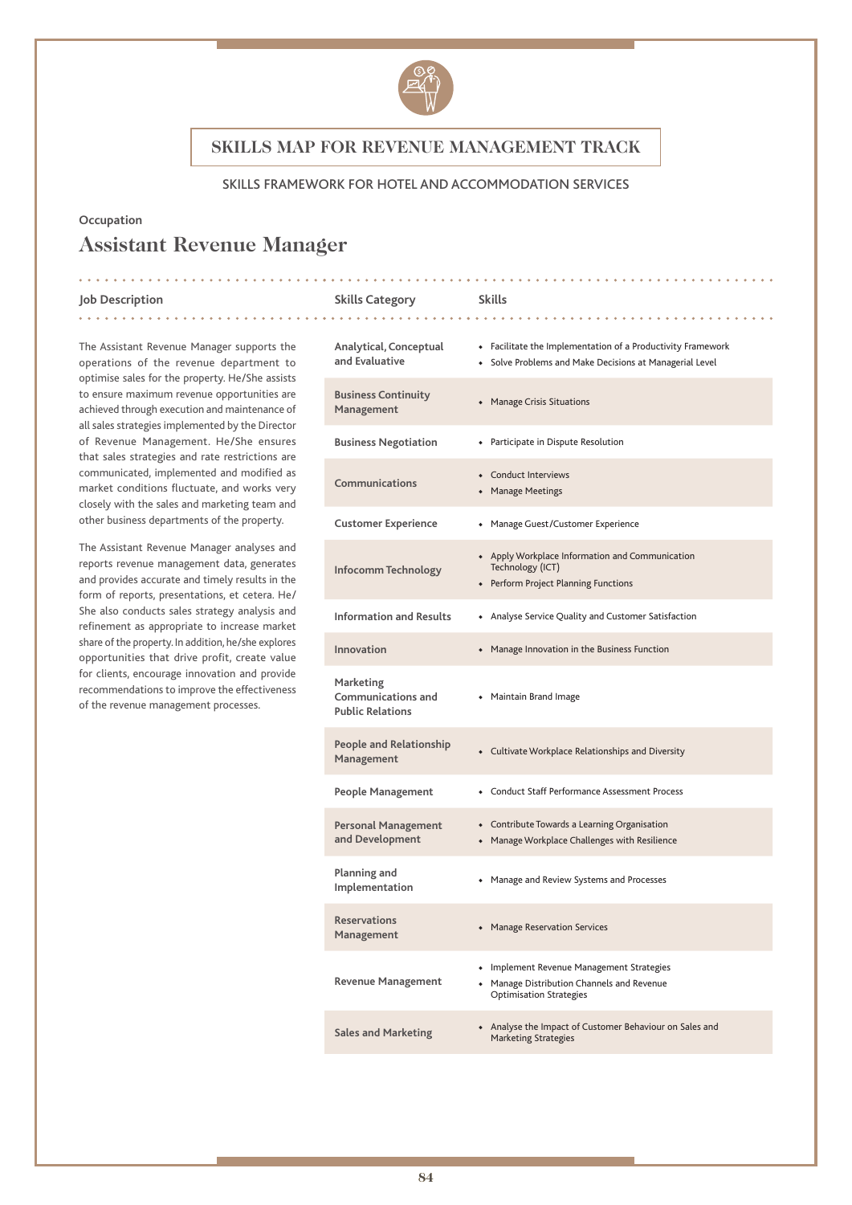# SKILLS MAP FOR REVENUE MANAGEMENT TRACK

SKILLS FRAMEWORK FOR HOTEL AND ACCOMMODATION SERVICES

Occupation

## Assistant Revenue Manager

### Job Description

The Assistant Revenue Manager supports the operations of the revenue department to optimise sales for the property. He/She assists to ensure maximum revenue opportunities are achieved through execution and maintenance of all sales strategies implemented by the Director of Revenue Management. He/She ensures that sales strategies and rate restrictions are communicated, implemented and modified as market conditions fluctuate, and works very closely with the sales and marketing team and other business departments of the property.

The Assistant Revenue Manager analyses and reports revenue management data, generates and provides accurate and timely results in the form of reports, presentations, et cetera. He/She also conducts sales strategy analysis and refinement as appropriate to increase market share of the property. In addition, he/she explores opportunities that drive profit, create value for clients, encourage innovation and provide recommendations to improve the effectiveness of the revenue management processes.

| Skills Category | Skills |
|---|---|
| Analytical, Conceptual and Evaluative | • Facilitate the Implementation of a Productivity Framework<br>• Solve Problems and Make Decisions at Managerial Level |
| Business Continuity Management | • Manage Crisis Situations |
| Business Negotiation | • Participate in Dispute Resolution |
| Communications | • Conduct Interviews<br>• Manage Meetings |
| Customer Experience | • Manage Guest/Customer Experience |
| Infocomm Technology | • Apply Workplace Information and Communication Technology (ICT)<br>• Perform Project Planning Functions |
| Information and Results | • Analyse Service Quality and Customer Satisfaction |
| Innovation | • Manage Innovation in the Business Function |
| Marketing Communications and Public Relations | • Maintain Brand Image |
| People and Relationship Management | • Cultivate Workplace Relationships and Diversity |
| People Management | • Conduct Staff Performance Assessment Process |
| Personal Management and Development | • Contribute Towards a Learning Organisation<br>• Manage Workplace Challenges with Resilience |
| Planning and Implementation | • Manage and Review Systems and Processes |
| Reservations Management | • Manage Reservation Services |
| Revenue Management | • Implement Revenue Management Strategies<br>• Manage Distribution Channels and Revenue Optimisation Strategies |
| Sales and Marketing | • Analyse the Impact of Customer Behaviour on Sales and Marketing Strategies |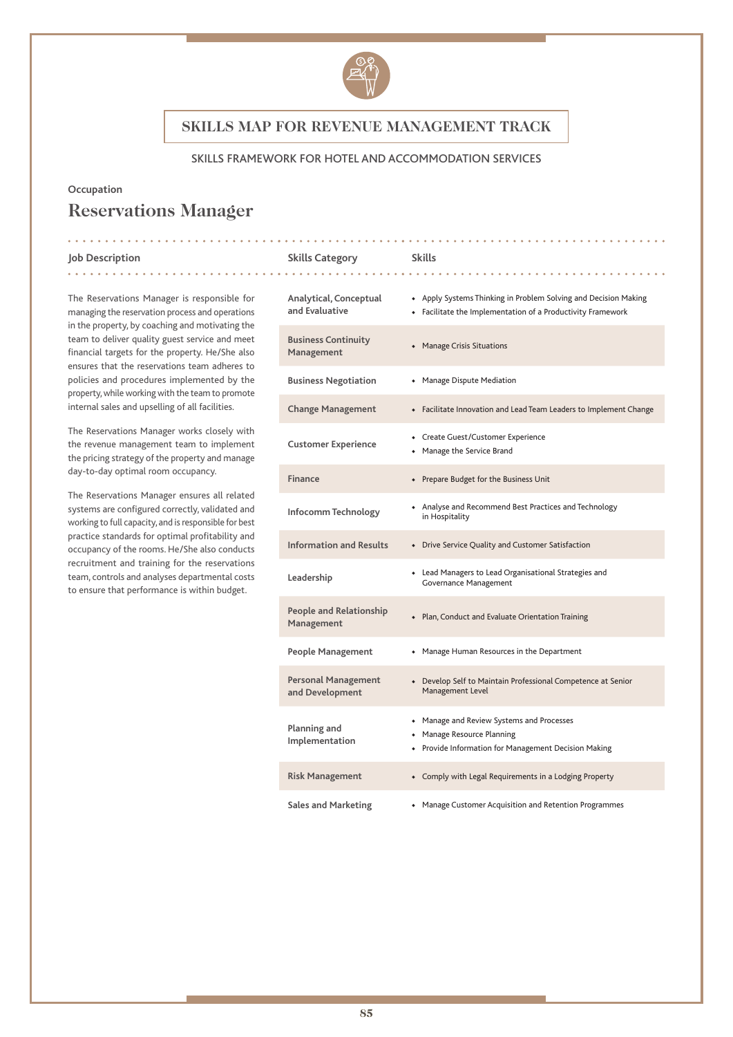# SKILLS MAP FOR REVENUE MANAGEMENT TRACK

SKILLS FRAMEWORK FOR HOTEL AND ACCOMMODATION SERVICES

Occupation

## Reservations Manager

### Job Description

The Reservations Manager is responsible for managing the reservation process and operations in the property, by coaching and motivating the team to deliver quality guest service and meet financial targets for the property. He/She also ensures that the reservations team adheres to policies and procedures implemented by the property, while working with the team to promote internal sales and upselling of all facilities.

The Reservations Manager works closely with the revenue management team to implement the pricing strategy of the property and manage day-to-day optimal room occupancy.

The Reservations Manager ensures all related systems are configured correctly, validated and working to full capacity, and is responsible for best practice standards for optimal profitability and occupancy of the rooms. He/She also conducts recruitment and training for the reservations team, controls and analyses departmental costs to ensure that performance is within budget.

| Skills Category | Skills |
|---|---|
| Analytical, Conceptual and Evaluative | • Apply Systems Thinking in Problem Solving and Decision Making<br>• Facilitate the Implementation of a Productivity Framework |
| Business Continuity Management | • Manage Crisis Situations |
| Business Negotiation | • Manage Dispute Mediation |
| Change Management | • Facilitate Innovation and Lead Team Leaders to Implement Change |
| Customer Experience | • Create Guest/Customer Experience<br>• Manage the Service Brand |
| Finance | • Prepare Budget for the Business Unit |
| Infocomm Technology | • Analyse and Recommend Best Practices and Technology in Hospitality |
| Information and Results | • Drive Service Quality and Customer Satisfaction |
| Leadership | • Lead Managers to Lead Organisational Strategies and Governance Management |
| People and Relationship Management | • Plan, Conduct and Evaluate Orientation Training |
| People Management | • Manage Human Resources in the Department |
| Personal Management and Development | • Develop Self to Maintain Professional Competence at Senior Management Level |
| Planning and Implementation | • Manage and Review Systems and Processes<br>• Manage Resource Planning<br>• Provide Information for Management Decision Making |
| Risk Management | • Comply with Legal Requirements in a Lodging Property |
| Sales and Marketing | • Manage Customer Acquisition and Retention Programmes |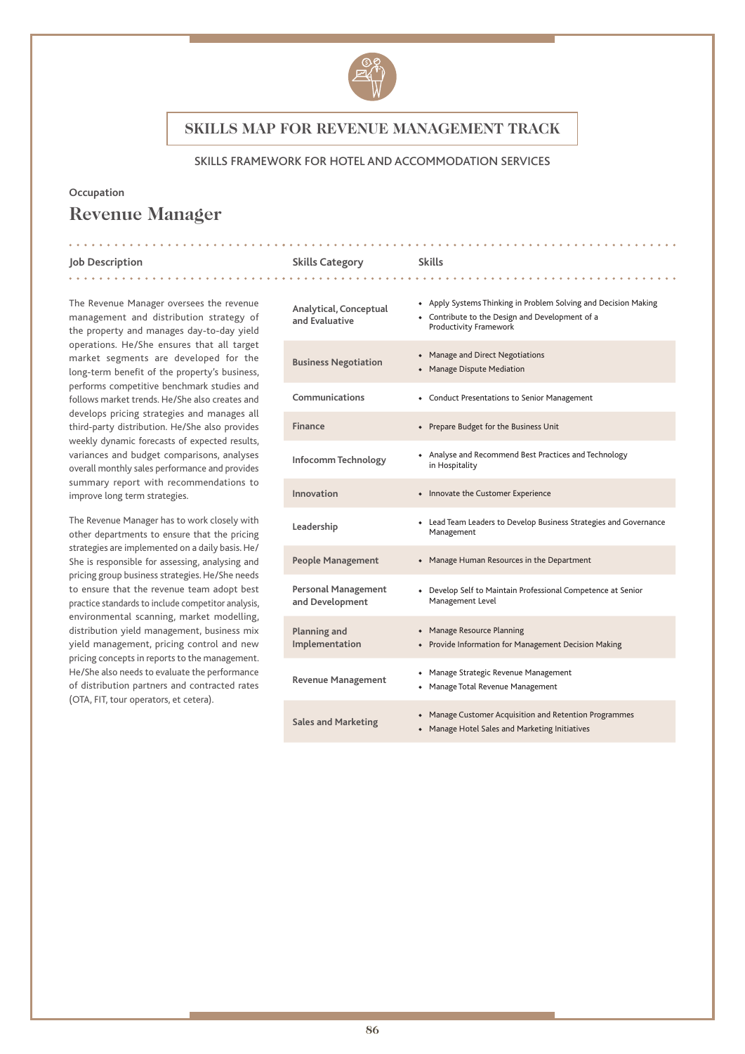# SKILLS MAP FOR REVENUE MANAGEMENT TRACK

SKILLS FRAMEWORK FOR HOTEL AND ACCOMMODATION SERVICES

Occupation

## Revenue Manager

### Job Description

The Revenue Manager oversees the revenue management and distribution strategy of the property and manages day-to-day yield operations. He/She ensures that all target market segments are developed for the long-term benefit of the property's business, performs competitive benchmark studies and follows market trends. He/She also creates and develops pricing strategies and manages all third-party distribution. He/She also provides weekly dynamic forecasts of expected results, variances and budget comparisons, analyses overall monthly sales performance and provides summary report with recommendations to improve long term strategies.

The Revenue Manager has to work closely with other departments to ensure that the pricing strategies are implemented on a daily basis. He/She is responsible for assessing, analysing and pricing group business strategies. He/She needs to ensure that the revenue team adopt best practice standards to include competitor analysis, environmental scanning, market modelling, distribution yield management, business mix yield management, pricing control and new pricing concepts in reports to the management. He/She also needs to evaluate the performance of distribution partners and contracted rates (OTA, FIT, tour operators, et cetera).

| Skills Category | Skills |
|---|---|
| **Analytical, Conceptual and Evaluative** | • Apply Systems Thinking in Problem Solving and Decision Making<br>• Contribute to the Design and Development of a Productivity Framework |
| **Business Negotiation** | • Manage and Direct Negotiations<br>• Manage Dispute Mediation |
| **Communications** | • Conduct Presentations to Senior Management |
| **Finance** | • Prepare Budget for the Business Unit |
| **Infocomm Technology** | • Analyse and Recommend Best Practices and Technology in Hospitality |
| **Innovation** | • Innovate the Customer Experience |
| **Leadership** | • Lead Team Leaders to Develop Business Strategies and Governance Management |
| **People Management** | • Manage Human Resources in the Department |
| **Personal Management and Development** | • Develop Self to Maintain Professional Competence at Senior Management Level |
| **Planning and Implementation** | • Manage Resource Planning<br>• Provide Information for Management Decision Making |
| **Revenue Management** | • Manage Strategic Revenue Management<br>• Manage Total Revenue Management |
| **Sales and Marketing** | • Manage Customer Acquisition and Retention Programmes<br>• Manage Hotel Sales and Marketing Initiatives |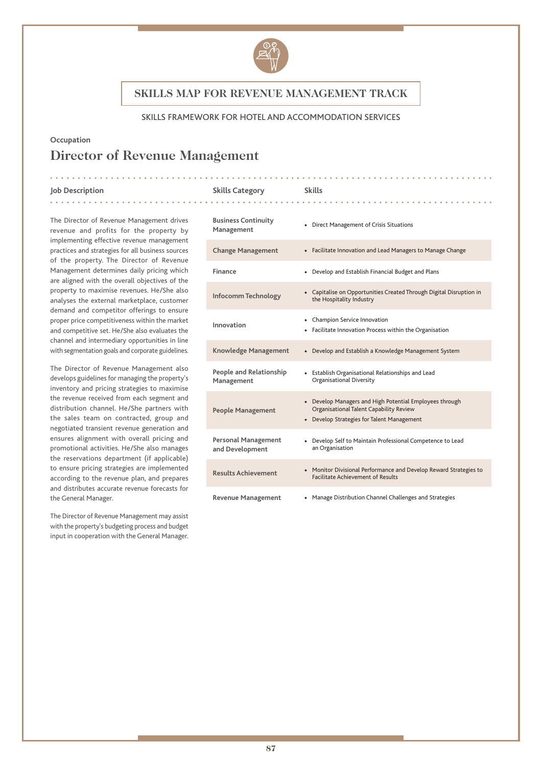# SKILLS MAP FOR REVENUE MANAGEMENT TRACK

SKILLS FRAMEWORK FOR HOTEL AND ACCOMMODATION SERVICES

Occupation

## Director of Revenue Management

**Job Description**

The Director of Revenue Management drives revenue and profits for the property by implementing effective revenue management practices and strategies for all business sources of the property. The Director of Revenue Management determines daily pricing which are aligned with the overall objectives of the property to maximise revenues. He/She also analyses the external marketplace, customer demand and competitor offerings to ensure proper price competitiveness within the market and competitive set. He/She also evaluates the channel and intermediary opportunities in line with segmentation goals and corporate guidelines.

The Director of Revenue Management also develops guidelines for managing the property's inventory and pricing strategies to maximise the revenue received from each segment and distribution channel. He/She partners with the sales team on contracted, group and negotiated transient revenue generation and ensures alignment with overall pricing and promotional activities. He/She also manages the reservations department (if applicable) to ensure pricing strategies are implemented according to the revenue plan, and prepares and distributes accurate revenue forecasts for the General Manager.

The Director of Revenue Management may assist with the property's budgeting process and budget input in cooperation with the General Manager.

| Skills Category | Skills |
|---|---|
| Business Continuity Management | • Direct Management of Crisis Situations |
| Change Management | • Facilitate Innovation and Lead Managers to Manage Change |
| Finance | • Develop and Establish Financial Budget and Plans |
| Infocomm Technology | • Capitalise on Opportunities Created Through Digital Disruption in the Hospitality Industry |
| Innovation | • Champion Service Innovation<br>• Facilitate Innovation Process within the Organisation |
| Knowledge Management | • Develop and Establish a Knowledge Management System |
| People and Relationship Management | • Establish Organisational Relationships and Lead Organisational Diversity |
| People Management | • Develop Managers and High Potential Employees through Organisational Talent Capability Review<br>• Develop Strategies for Talent Management |
| Personal Management and Development | • Develop Self to Maintain Professional Competence to Lead an Organisation |
| Results Achievement | • Monitor Divisional Performance and Develop Reward Strategies to Facilitate Achievement of Results |
| Revenue Management | • Manage Distribution Channel Challenges and Strategies |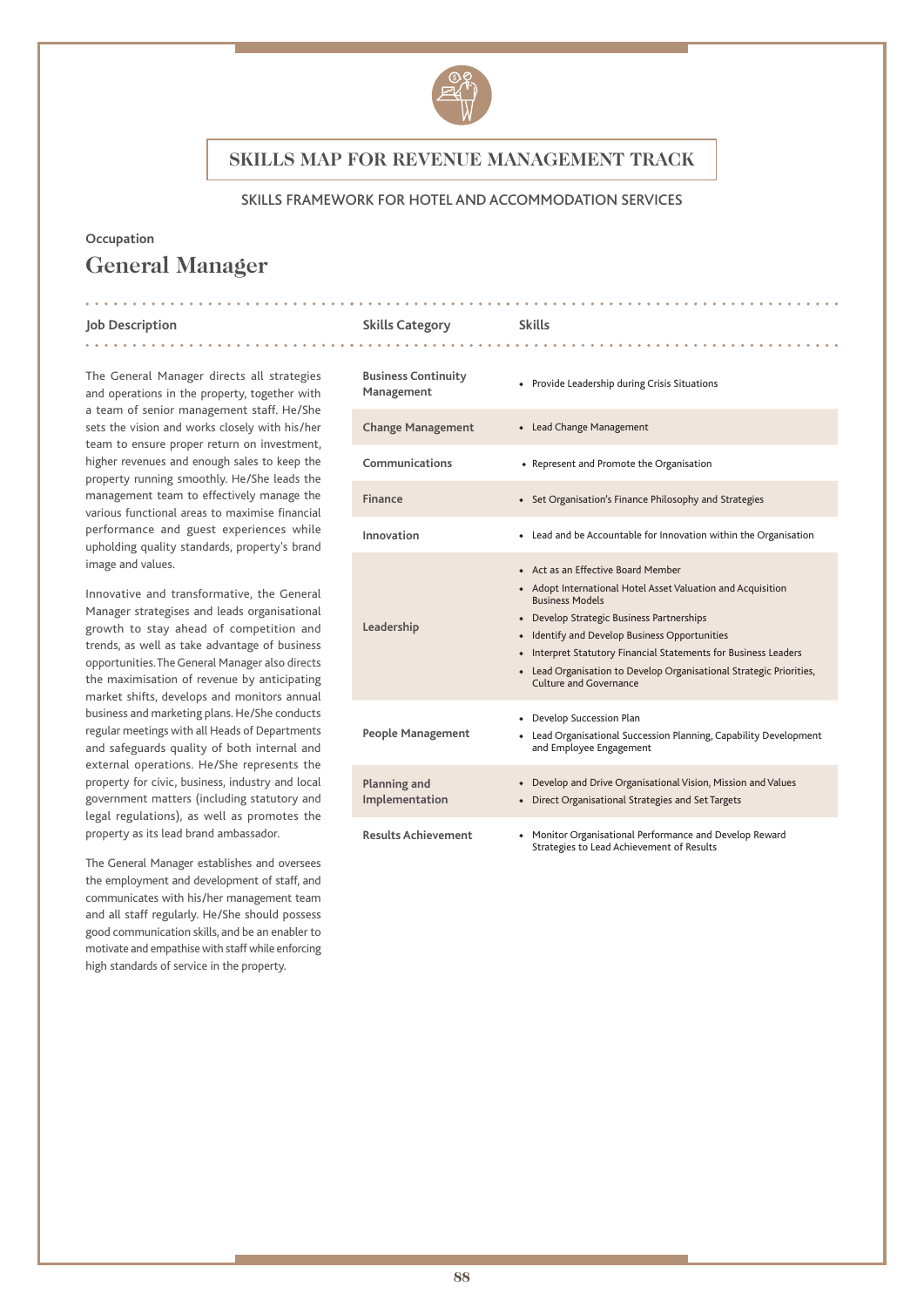# SKILLS MAP FOR REVENUE MANAGEMENT TRACK

SKILLS FRAMEWORK FOR HOTEL AND ACCOMMODATION SERVICES

Occupation

## General Manager

### Job Description

The General Manager directs all strategies and operations in the property, together with a team of senior management staff. He/She sets the vision and works closely with his/her team to ensure proper return on investment, higher revenues and enough sales to keep the property running smoothly. He/She leads the management team to effectively manage the various functional areas to maximise financial performance and guest experiences while upholding quality standards, property's brand image and values.

Innovative and transformative, the General Manager strategises and leads organisational growth to stay ahead of competition and trends, as well as take advantage of business opportunities. The General Manager also directs the maximisation of revenue by anticipating market shifts, develops and monitors annual business and marketing plans. He/She conducts regular meetings with all Heads of Departments and safeguards quality of both internal and external operations. He/She represents the property for civic, business, industry and local government matters (including statutory and legal regulations), as well as promotes the property as its lead brand ambassador.

The General Manager establishes and oversees the employment and development of staff, and communicates with his/her management team and all staff regularly. He/She should possess good communication skills, and be an enabler to motivate and empathise with staff while enforcing high standards of service in the property.

| Skills Category | Skills |
|---|---|
| Business Continuity Management | • Provide Leadership during Crisis Situations |
| Change Management | • Lead Change Management |
| Communications | • Represent and Promote the Organisation |
| Finance | • Set Organisation's Finance Philosophy and Strategies |
| Innovation | • Lead and be Accountable for Innovation within the Organisation |
| Leadership | • Act as an Effective Board Member<br>• Adopt International Hotel Asset Valuation and Acquisition Business Models<br>• Develop Strategic Business Partnerships<br>• Identify and Develop Business Opportunities<br>• Interpret Statutory Financial Statements for Business Leaders<br>• Lead Organisation to Develop Organisational Strategic Priorities, Culture and Governance |
| People Management | • Develop Succession Plan<br>• Lead Organisational Succession Planning, Capability Development and Employee Engagement |
| Planning and Implementation | • Develop and Drive Organisational Vision, Mission and Values<br>• Direct Organisational Strategies and Set Targets |
| Results Achievement | • Monitor Organisational Performance and Develop Reward Strategies to Lead Achievement of Results |